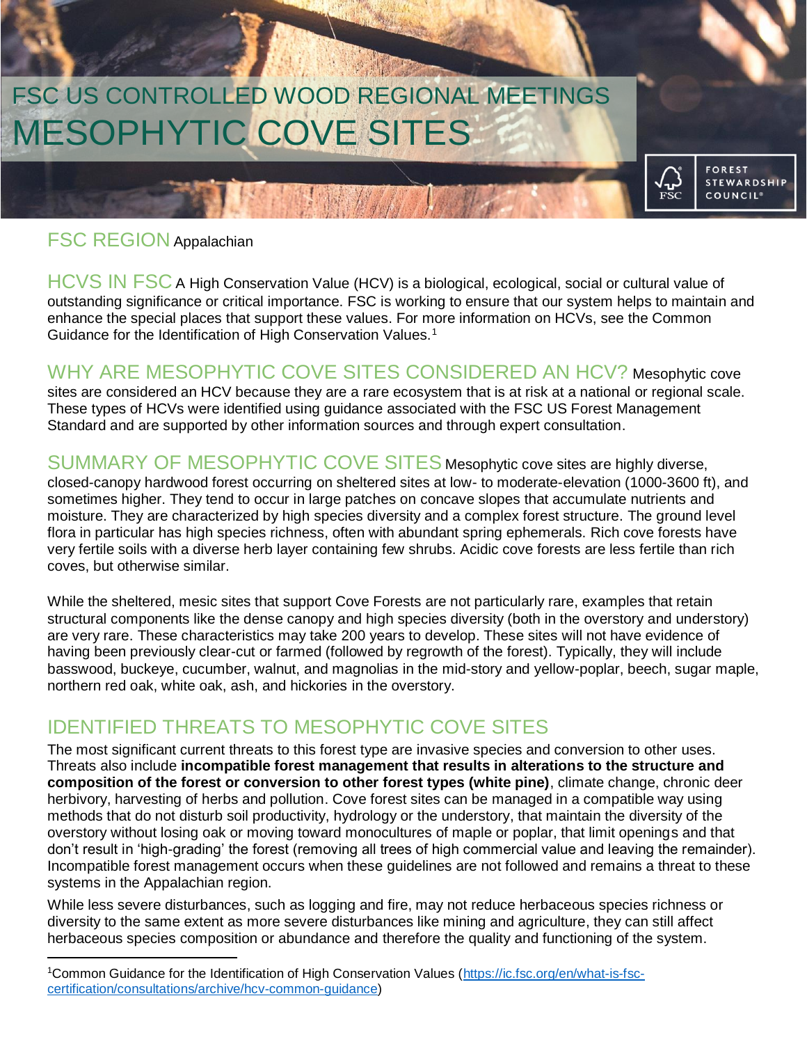# FSC US CONTROLLED WOOD REGIONAL MEETINGS

# MESOPHYTIC COVE SITES

FOREST STEWARDSHIP COUNCIL®

## FSC REGION

Appalachian

## HCVS IN FSC

A High Conservation Value (HCV) is a biological, ecological, social or cultural value of outstanding significance or critical importance. FSC is working to ensure that our system helps to maintain and enhance the special places that support these values. For more information on HCVs, see the Common Guidance for the Identification of High Conservation Values.[1]

## WHY ARE MESOPHYTIC COVE SITES CONSIDERED AN HCV?

Mesophytic cove sites are considered an HCV because they are a rare ecosystem that is at risk at a national or regional scale. These types of HCVs were identified using guidance associated with the FSC US Forest Management Standard and are supported by other information sources and through expert consultation.

## SUMMARY OF MESOPHYTIC COVE SITES

Mesophytic cove sites are highly diverse, closed-canopy hardwood forest occurring on sheltered sites at low- to moderate-elevation (1000-3600 ft), and sometimes higher. They tend to occur in large patches on concave slopes that accumulate nutrients and moisture. They are characterized by high species diversity and a complex forest structure. The ground level flora in particular has high species richness, often with abundant spring ephemerals. Rich cove forests have very fertile soils with a diverse herb layer containing few shrubs. Acidic cove forests are less fertile than rich coves, but otherwise similar.

While the sheltered, mesic sites that support Cove Forests are not particularly rare, examples that retain structural components like the dense canopy and high species diversity (both in the overstory and understory) are very rare. These characteristics may take 200 years to develop. These sites will not have evidence of having been previously clear-cut or farmed (followed by regrowth of the forest). Typically, they will include basswood, buckeye, cucumber, walnut, and magnolias in the mid-story and yellow-poplar, beech, sugar maple, northern red oak, white oak, ash, and hickories in the overstory.

## IDENTIFIED THREATS TO MESOPHYTIC COVE SITES

The most significant current threats to this forest type are invasive species and conversion to other uses. Threats also include **incompatible forest management that results in alterations to the structure and composition of the forest or conversion to other forest types (white pine)**, climate change, chronic deer herbivory, harvesting of herbs and pollution. Cove forest sites can be managed in a compatible way using methods that do not disturb soil productivity, hydrology or the understory, that maintain the diversity of the overstory without losing oak or moving toward monocultures of maple or poplar, that limit openings and that don't result in 'high-grading' the forest (removing all trees of high commercial value and leaving the remainder). Incompatible forest management occurs when these guidelines are not followed and remains a threat to these systems in the Appalachian region.

While less severe disturbances, such as logging and fire, may not reduce herbaceous species richness or diversity to the same extent as more severe disturbances like mining and agriculture, they can still affect herbaceous species composition or abundance and therefore the quality and functioning of the system.

---

[1] Common Guidance for the Identification of High Conservation Values (https://ic.fsc.org/en/what-is-fsc-certification/consultations/archive/hcv-common-guidance)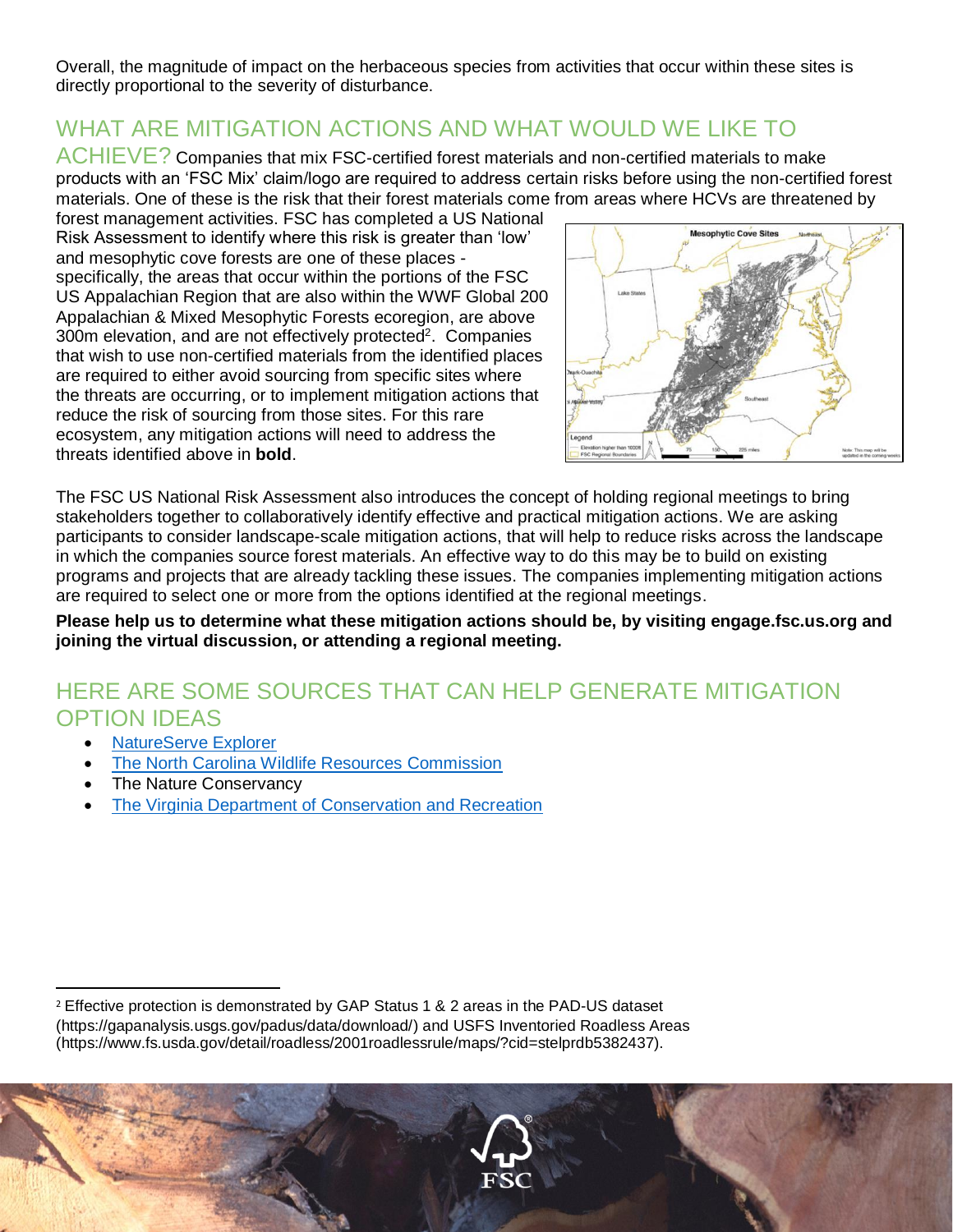Overall, the magnitude of impact on the herbaceous species from activities that occur within these sites is directly proportional to the severity of disturbance.

## WHAT ARE MITIGATION ACTIONS AND WHAT WOULD WE LIKE TO ACHIEVE?

Companies that mix FSC-certified forest materials and non-certified materials to make products with an 'FSC Mix' claim/logo are required to address certain risks before using the non-certified forest materials. One of these is the risk that their forest materials come from areas where HCVs are threatened by forest management activities. FSC has completed a US National Risk Assessment to identify where this risk is greater than 'low' and mesophytic cove forests are one of these places - specifically, the areas that occur within the portions of the FSC US Appalachian Region that are also within the WWF Global 200 Appalachian & Mixed Mesophytic Forests ecoregion, are above 300m elevation, and are not effectively protected[2]. Companies that wish to use non-certified materials from the identified places are required to either avoid sourcing from specific sites where the threats are occurring, or to implement mitigation actions that reduce the risk of sourcing from those sites. For this rare ecosystem, any mitigation actions will need to address the threats identified above in **bold**.

Mesophytic Cove Sites

Northeast

Lake States

Ozark-Ouachita

Mississippi Valley

Southeast

Legend

Elevation higher than 1000ft

FSC Regional Boundaries

0 75 150 225 miles

Note: This map will be updated in the coming weeks

The FSC US National Risk Assessment also introduces the concept of holding regional meetings to bring stakeholders together to collaboratively identify effective and practical mitigation actions. We are asking participants to consider landscape-scale mitigation actions, that will help to reduce risks across the landscape in which the companies source forest materials. An effective way to do this may be to build on existing programs and projects that are already tackling these issues. The companies implementing mitigation actions are required to select one or more from the options identified at the regional meetings.

**Please help us to determine what these mitigation actions should be, by visiting engage.fsc.us.org and joining the virtual discussion, or attending a regional meeting.**

## HERE ARE SOME SOURCES THAT CAN HELP GENERATE MITIGATION OPTION IDEAS

- NatureServe Explorer
- The North Carolina Wildlife Resources Commission
- The Nature Conservancy
- The Virginia Department of Conservation and Recreation

[2] Effective protection is demonstrated by GAP Status 1 & 2 areas in the PAD-US dataset (https://gapanalysis.usgs.gov/padus/data/download/) and USFS Inventoried Roadless Areas (https://www.fs.usda.gov/detail/roadless/2001roadlessrule/maps/?cid=stelprdb5382437).